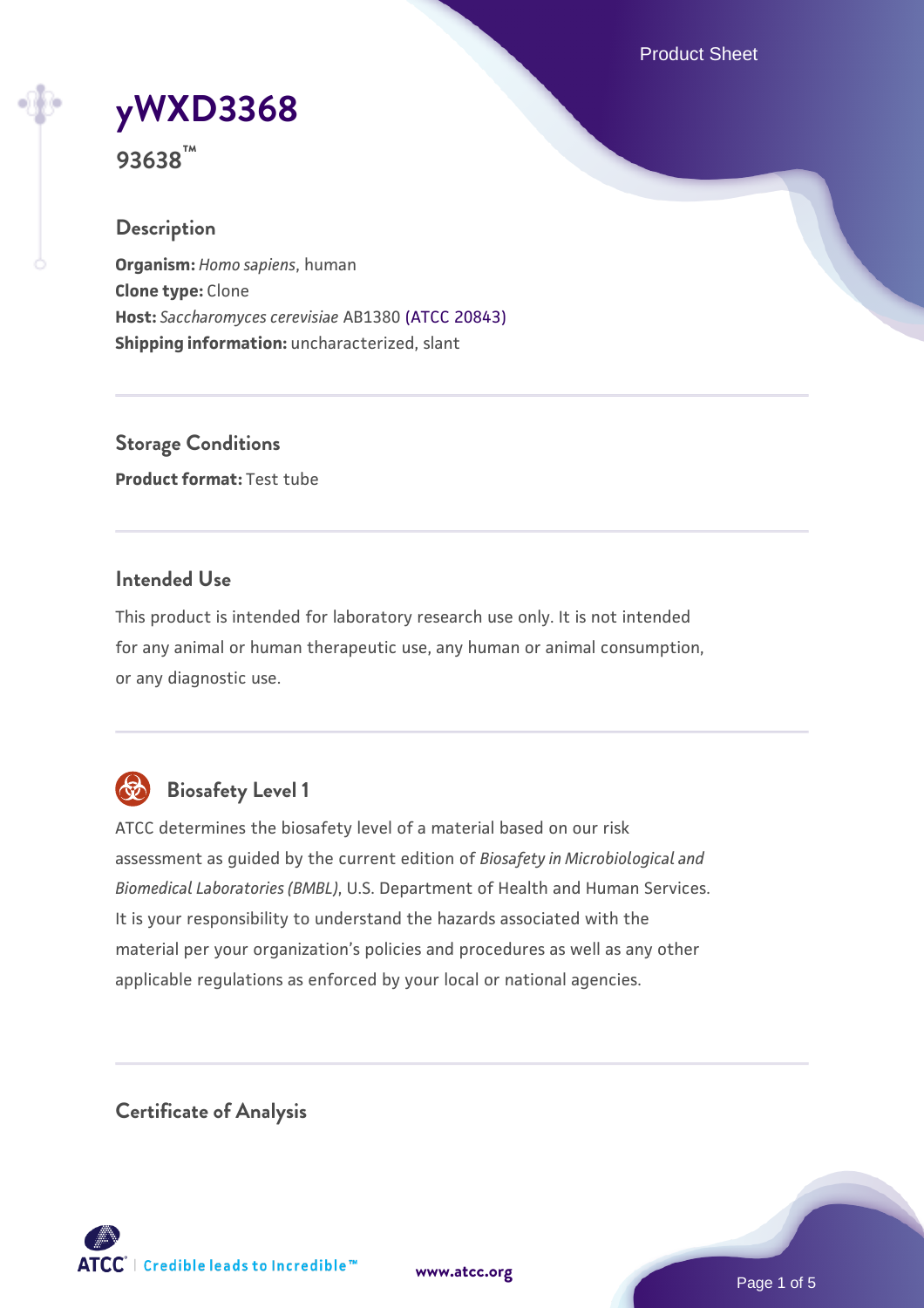# yWXD3368

**93638™**

## Description

**Organism:** *Homo sapiens*, human
**Clone type:** Clone
**Host:** *Saccharomyces cerevisiae* AB1380 (ATCC 20843)
**Shipping information:** uncharacterized, slant

## Storage Conditions

**Product format:** Test tube

## Intended Use

This product is intended for laboratory research use only. It is not intended for any animal or human therapeutic use, any human or animal consumption, or any diagnostic use.

## Biosafety Level 1

ATCC determines the biosafety level of a material based on our risk assessment as guided by the current edition of *Biosafety in Microbiological and Biomedical Laboratories (BMBL)*, U.S. Department of Health and Human Services. It is your responsibility to understand the hazards associated with the material per your organization's policies and procedures as well as any other applicable regulations as enforced by your local or national agencies.

## Certificate of Analysis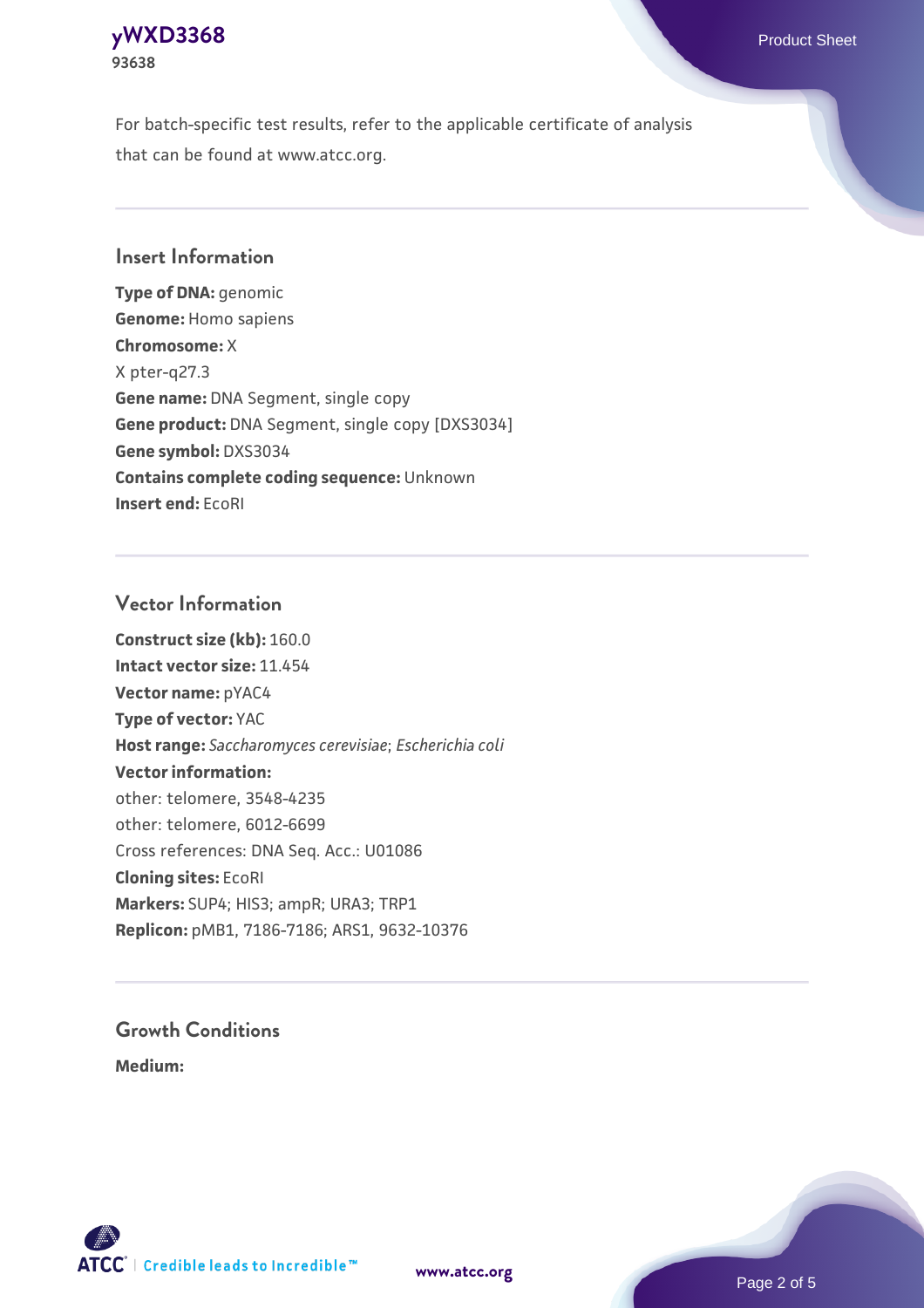For batch-specific test results, refer to the applicable certificate of analysis that can be found at www.atcc.org.

## Insert Information

**Type of DNA:** genomic
**Genome:** Homo sapiens
**Chromosome:** X
X pter-q27.3
**Gene name:** DNA Segment, single copy
**Gene product:** DNA Segment, single copy [DXS3034]
**Gene symbol:** DXS3034
**Contains complete coding sequence:** Unknown
**Insert end:** EcoRI

## Vector Information

**Construct size (kb):** 160.0
**Intact vector size:** 11.454
**Vector name:** pYAC4
**Type of vector:** YAC
**Host range:** *Saccharomyces cerevisiae*; *Escherichia coli*
**Vector information:**
other: telomere, 3548-4235
other: telomere, 6012-6699
Cross references: DNA Seq. Acc.: U01086
**Cloning sites:** EcoRI
**Markers:** SUP4; HIS3; ampR; URA3; TRP1
**Replicon:** pMB1, 7186-7186; ARS1, 9632-10376

## Growth Conditions

**Medium:**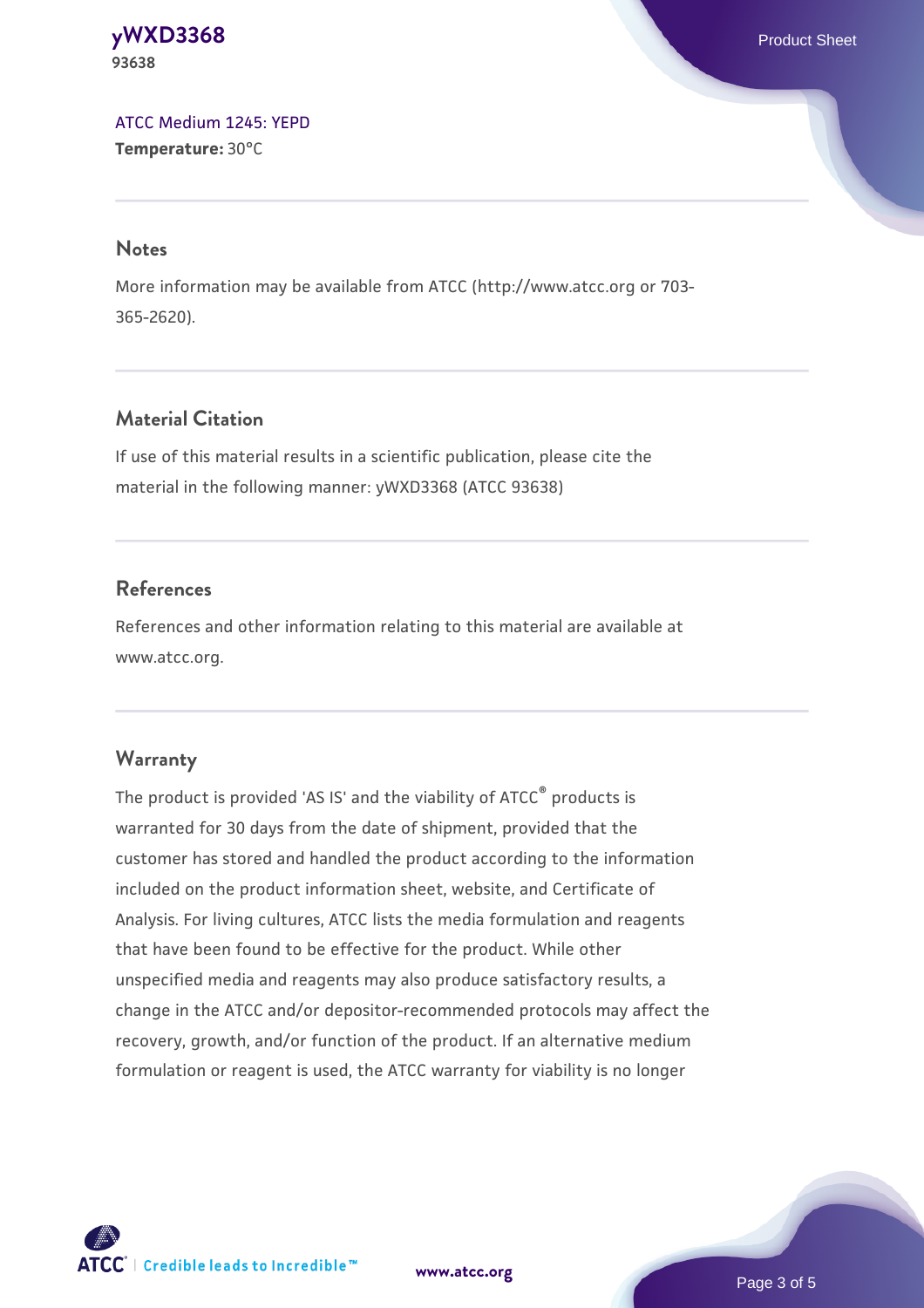ATCC Medium 1245: YEPD
**Temperature:** 30°C

## Notes

More information may be available from ATCC (http://www.atcc.org or 703-365-2620).

## Material Citation

If use of this material results in a scientific publication, please cite the material in the following manner: yWXD3368 (ATCC 93638)

## References

References and other information relating to this material are available at www.atcc.org.

## Warranty

The product is provided 'AS IS' and the viability of ATCC® products is warranted for 30 days from the date of shipment, provided that the customer has stored and handled the product according to the information included on the product information sheet, website, and Certificate of Analysis. For living cultures, ATCC lists the media formulation and reagents that have been found to be effective for the product. While other unspecified media and reagents may also produce satisfactory results, a change in the ATCC and/or depositor-recommended protocols may affect the recovery, growth, and/or function of the product. If an alternative medium formulation or reagent is used, the ATCC warranty for viability is no longer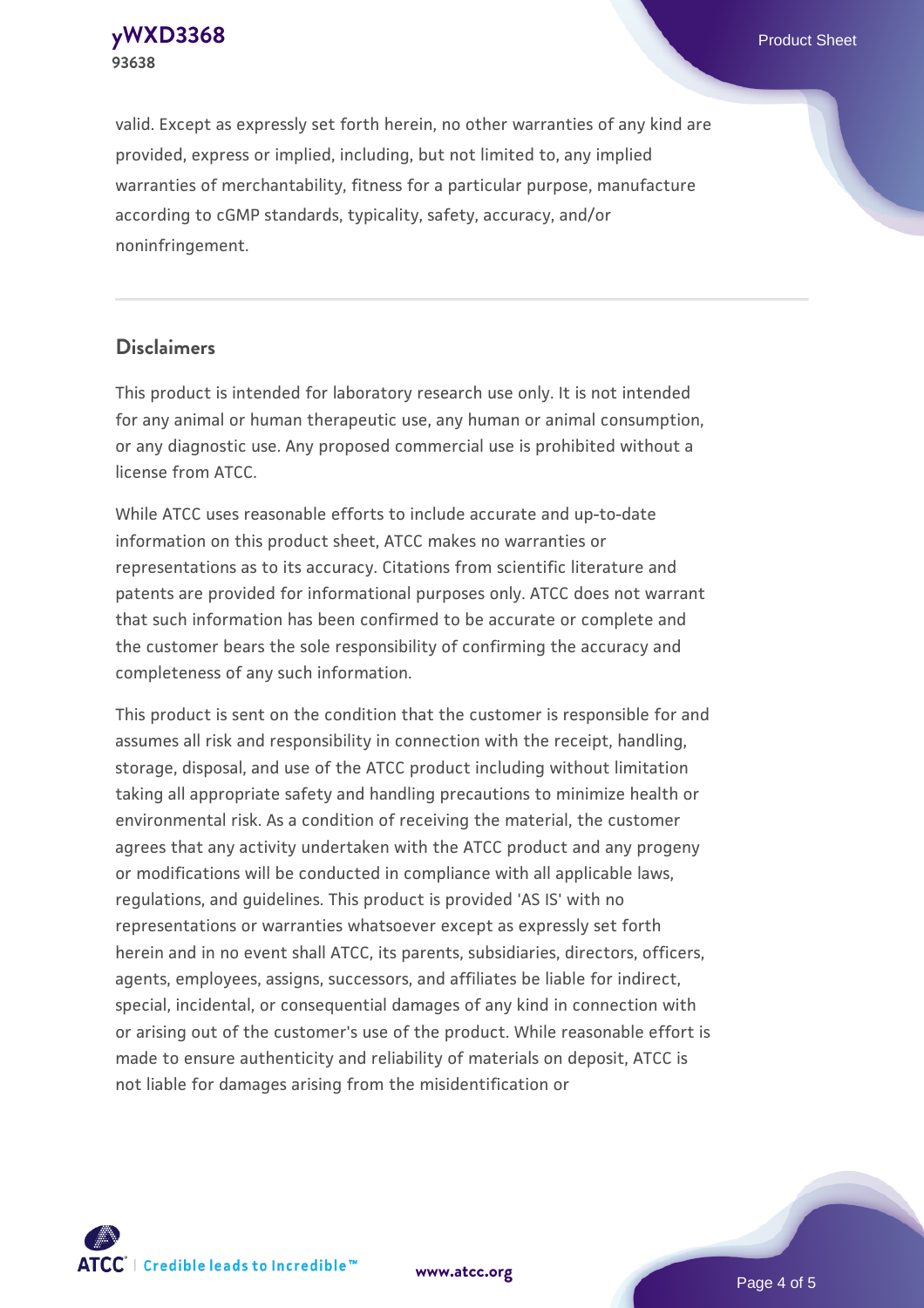valid. Except as expressly set forth herein, no other warranties of any kind are provided, express or implied, including, but not limited to, any implied warranties of merchantability, fitness for a particular purpose, manufacture according to cGMP standards, typicality, safety, accuracy, and/or noninfringement.

## Disclaimers

This product is intended for laboratory research use only. It is not intended for any animal or human therapeutic use, any human or animal consumption, or any diagnostic use. Any proposed commercial use is prohibited without a license from ATCC.

While ATCC uses reasonable efforts to include accurate and up-to-date information on this product sheet, ATCC makes no warranties or representations as to its accuracy. Citations from scientific literature and patents are provided for informational purposes only. ATCC does not warrant that such information has been confirmed to be accurate or complete and the customer bears the sole responsibility of confirming the accuracy and completeness of any such information.

This product is sent on the condition that the customer is responsible for and assumes all risk and responsibility in connection with the receipt, handling, storage, disposal, and use of the ATCC product including without limitation taking all appropriate safety and handling precautions to minimize health or environmental risk. As a condition of receiving the material, the customer agrees that any activity undertaken with the ATCC product and any progeny or modifications will be conducted in compliance with all applicable laws, regulations, and guidelines. This product is provided 'AS IS' with no representations or warranties whatsoever except as expressly set forth herein and in no event shall ATCC, its parents, subsidiaries, directors, officers, agents, employees, assigns, successors, and affiliates be liable for indirect, special, incidental, or consequential damages of any kind in connection with or arising out of the customer's use of the product. While reasonable effort is made to ensure authenticity and reliability of materials on deposit, ATCC is not liable for damages arising from the misidentification or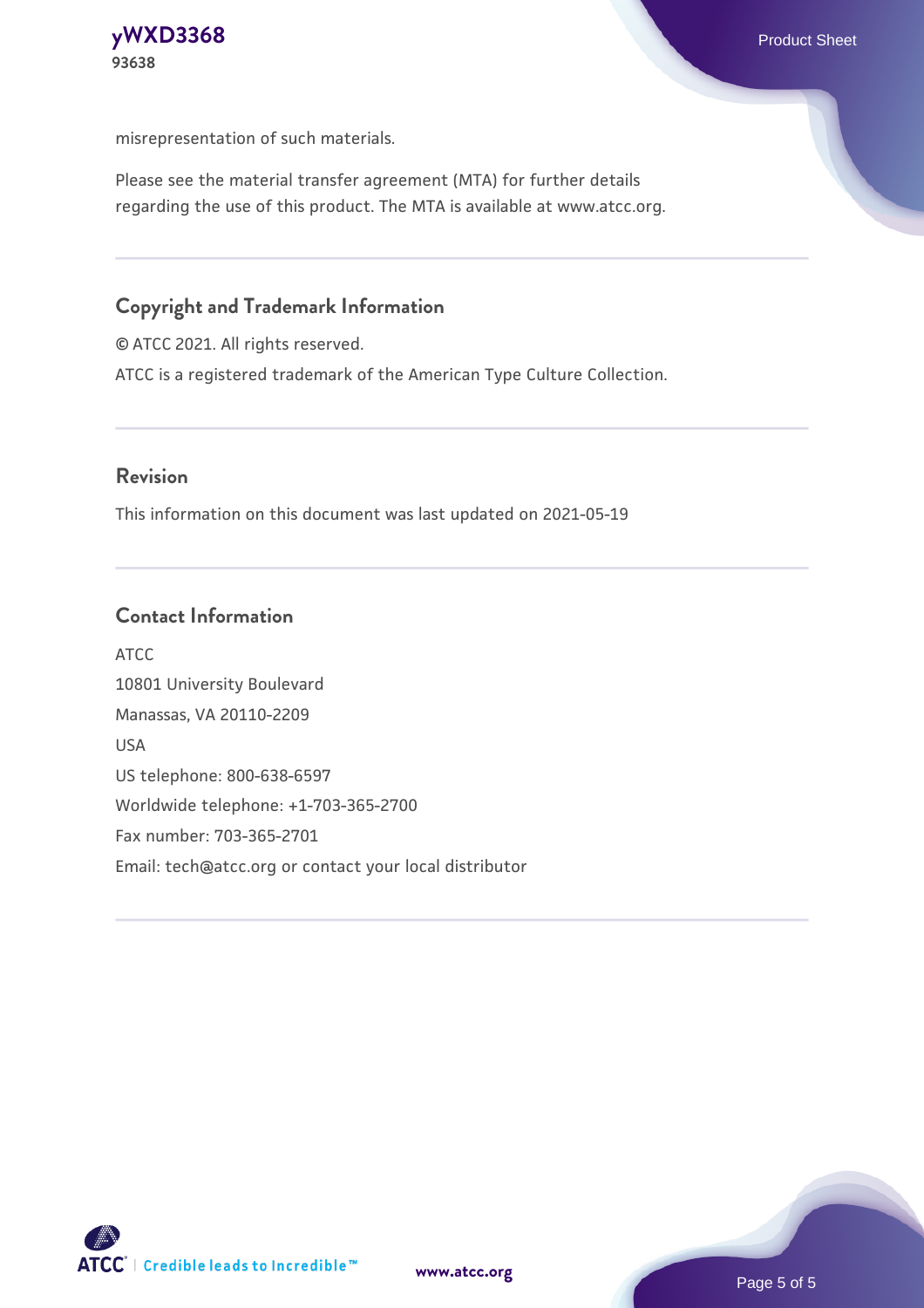misrepresentation of such materials.

Please see the material transfer agreement (MTA) for further details regarding the use of this product. The MTA is available at www.atcc.org.

## Copyright and Trademark Information

© ATCC 2021. All rights reserved.

ATCC is a registered trademark of the American Type Culture Collection.

## Revision

This information on this document was last updated on 2021-05-19

## Contact Information

ATCC
10801 University Boulevard
Manassas, VA 20110-2209
USA
US telephone: 800-638-6597
Worldwide telephone: +1-703-365-2700
Fax number: 703-365-2701
Email: tech@atcc.org or contact your local distributor